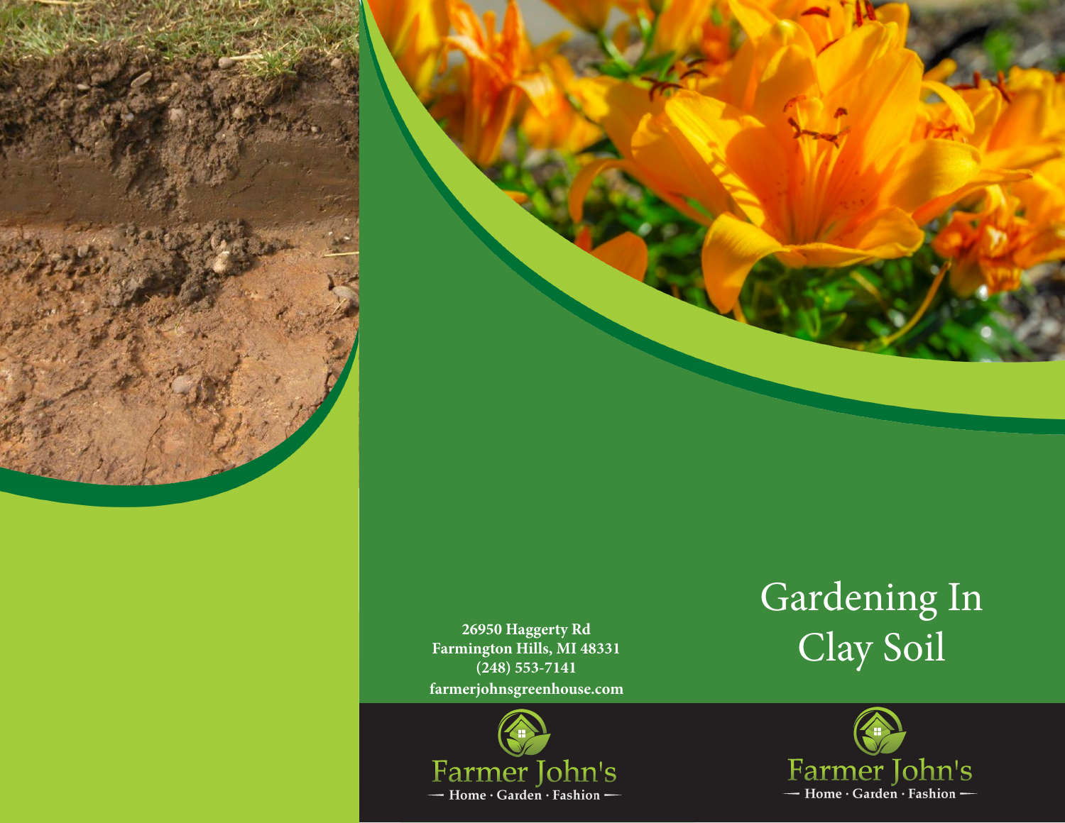26950 Haggerty Rd
Farmington Hills, MI 48331
(248) 553-7141
farmerjohnsgreenhouse.com

Farmer John's
— Home · Garden · Fashion —

# Gardening In Clay Soil

Farmer John's
— Home · Garden · Fashion —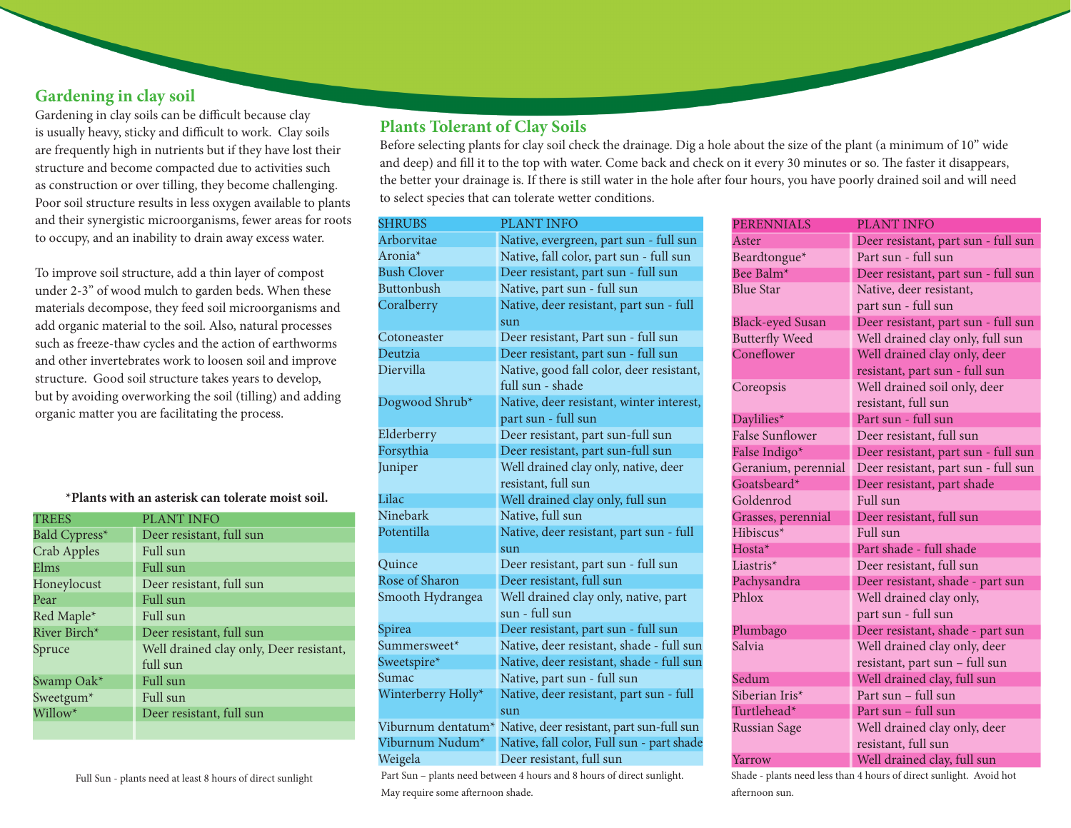## Gardening in clay soil

Gardening in clay soils can be difficult because clay is usually heavy, sticky and difficult to work. Clay soils are frequently high in nutrients but if they have lost their structure and become compacted due to activities such as construction or over tilling, they become challenging. Poor soil structure results in less oxygen available to plants and their synergistic microorganisms, fewer areas for roots to occupy, and an inability to drain away excess water.

To improve soil structure, add a thin layer of compost under 2-3" of wood mulch to garden beds. When these materials decompose, they feed soil microorganisms and add organic material to the soil. Also, natural processes such as freeze-thaw cycles and the action of earthworms and other invertebrates work to loosen soil and improve structure. Good soil structure takes years to develop, but by avoiding overworking the soil (tilling) and adding organic matter you are facilitating the process.

**\*Plants with an asterisk can tolerate moist soil.**

| TREES | PLANT INFO |
|---|---|
| Bald Cypress* | Deer resistant, full sun |
| Crab Apples | Full sun |
| Elms | Full sun |
| Honeylocust | Deer resistant, full sun |
| Pear | Full sun |
| Red Maple* | Full sun |
| River Birch* | Deer resistant, full sun |
| Spruce | Well drained clay only, Deer resistant, full sun |
| Swamp Oak* | Full sun |
| Sweetgum* | Full sun |
| Willow* | Deer resistant, full sun |

Full Sun - plants need at least 8 hours of direct sunlight

## Plants Tolerant of Clay Soils

Before selecting plants for clay soil check the drainage. Dig a hole about the size of the plant (a minimum of 10" wide and deep) and fill it to the top with water. Come back and check on it every 30 minutes or so. The faster it disappears, the better your drainage is. If there is still water in the hole after four hours, you have poorly drained soil and will need to select species that can tolerate wetter conditions.

| SHRUBS | PLANT INFO |
|---|---|
| Arborvitae | Native, evergreen, part sun - full sun |
| Aronia* | Native, fall color, part sun - full sun |
| Bush Clover | Deer resistant, part sun - full sun |
| Buttonbush | Native, part sun - full sun |
| Coralberry | Native, deer resistant, part sun - full sun |
| Cotoneaster | Deer resistant, Part sun - full sun |
| Deutzia | Deer resistant, part sun - full sun |
| Diervilla | Native, good fall color, deer resistant, full sun - shade |
| Dogwood Shrub* | Native, deer resistant, winter interest, part sun - full sun |
| Elderberry | Deer resistant, part sun-full sun |
| Forsythia | Deer resistant, part sun-full sun |
| Juniper | Well drained clay only, native, deer resistant, full sun |
| Lilac | Well drained clay only, full sun |
| Ninebark | Native, full sun |
| Potentilla | Native, deer resistant, part sun - full sun |
| Quince | Deer resistant, part sun - full sun |
| Rose of Sharon | Deer resistant, full sun |
| Smooth Hydrangea | Well drained clay only, native, part sun - full sun |
| Spirea | Deer resistant, part sun - full sun |
| Summersweet* | Native, deer resistant, shade - full sun |
| Sweetspire* | Native, deer resistant, shade - full sun |
| Sumac | Native, part sun - full sun |
| Winterberry Holly* | Native, deer resistant, part sun - full sun |
| Viburnum dentatum* | Native, deer resistant, part sun-full sun |
| Viburnum Nudum* | Native, fall color, Full sun - part shade |
| Weigela | Deer resistant, full sun |

Part Sun – plants need between 4 hours and 8 hours of direct sunlight. May require some afternoon shade.

| PERENNIALS | PLANT INFO |
|---|---|
| Aster | Deer resistant, part sun - full sun |
| Beardtongue* | Part sun - full sun |
| Bee Balm* | Deer resistant, part sun - full sun |
| Blue Star | Native, deer resistant, part sun - full sun |
| Black-eyed Susan | Deer resistant, part sun - full sun |
| Butterfly Weed | Well drained clay only, full sun |
| Coneflower | Well drained clay only, deer resistant, part sun - full sun |
| Coreopsis | Well drained soil only, deer resistant, full sun |
| Daylilies* | Part sun - full sun |
| False Sunflower | Deer resistant, full sun |
| False Indigo* | Deer resistant, part sun - full sun |
| Geranium, perennial | Deer resistant, part sun - full sun |
| Goatsbeard* | Deer resistant, part shade |
| Goldenrod | Full sun |
| Grasses, perennial | Deer resistant, full sun |
| Hibiscus* | Full sun |
| Hosta* | Part shade - full shade |
| Liastris* | Deer resistant, full sun |
| Pachysandra | Deer resistant, shade - part sun |
| Phlox | Well drained clay only, part sun - full sun |
| Plumbago | Deer resistant, shade - part sun |
| Salvia | Well drained clay only, deer resistant, part sun – full sun |
| Sedum | Well drained clay, full sun |
| Siberian Iris* | Part sun – full sun |
| Turtlehead* | Part sun – full sun |
| Russian Sage | Well drained clay only, deer resistant, Full sun |
| Yarrow | Well drained clay, full sun |

Shade - plants need less than 4 hours of direct sunlight. Avoid hot afternoon sun.